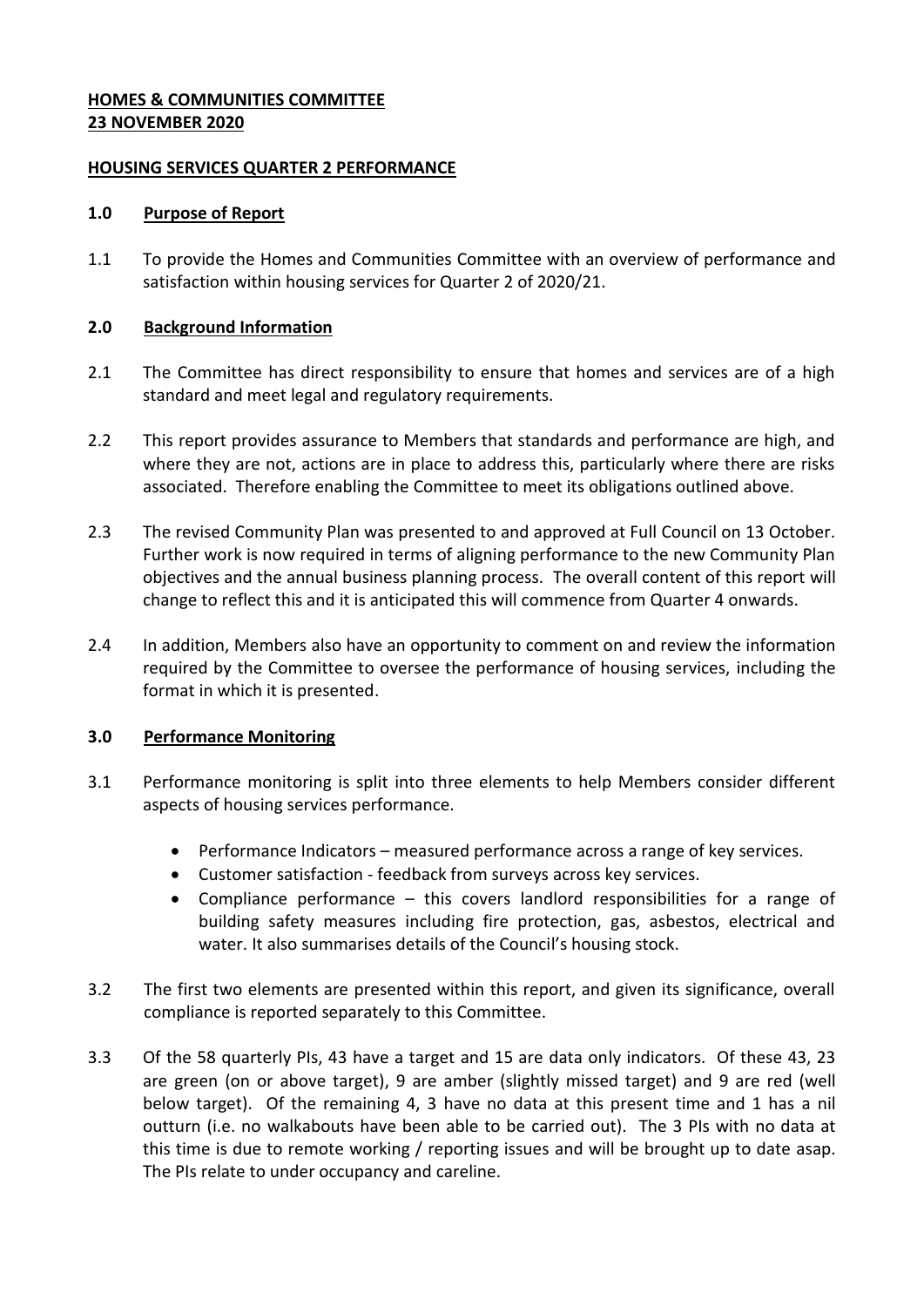**HOMES & COMMUNITIES COMMITTEE**
**23 NOVEMBER 2020**

**HOUSING SERVICES QUARTER 2 PERFORMANCE**

## 1.0 Purpose of Report

1.1 To provide the Homes and Communities Committee with an overview of performance and satisfaction within housing services for Quarter 2 of 2020/21.

## 2.0 Background Information

2.1 The Committee has direct responsibility to ensure that homes and services are of a high standard and meet legal and regulatory requirements.

2.2 This report provides assurance to Members that standards and performance are high, and where they are not, actions are in place to address this, particularly where there are risks associated. Therefore enabling the Committee to meet its obligations outlined above.

2.3 The revised Community Plan was presented to and approved at Full Council on 13 October. Further work is now required in terms of aligning performance to the new Community Plan objectives and the annual business planning process. The overall content of this report will change to reflect this and it is anticipated this will commence from Quarter 4 onwards.

2.4 In addition, Members also have an opportunity to comment on and review the information required by the Committee to oversee the performance of housing services, including the format in which it is presented.

## 3.0 Performance Monitoring

3.1 Performance monitoring is split into three elements to help Members consider different aspects of housing services performance.

- Performance Indicators – measured performance across a range of key services.
- Customer satisfaction - feedback from surveys across key services.
- Compliance performance – this covers landlord responsibilities for a range of building safety measures including fire protection, gas, asbestos, electrical and water. It also summarises details of the Council's housing stock.

3.2 The first two elements are presented within this report, and given its significance, overall compliance is reported separately to this Committee.

3.3 Of the 58 quarterly PIs, 43 have a target and 15 are data only indicators. Of these 43, 23 are green (on or above target), 9 are amber (slightly missed target) and 9 are red (well below target). Of the remaining 4, 3 have no data at this present time and 1 has a nil outturn (i.e. no walkabouts have been able to be carried out). The 3 PIs with no data at this time is due to remote working / reporting issues and will be brought up to date asap. The PIs relate to under occupancy and careline.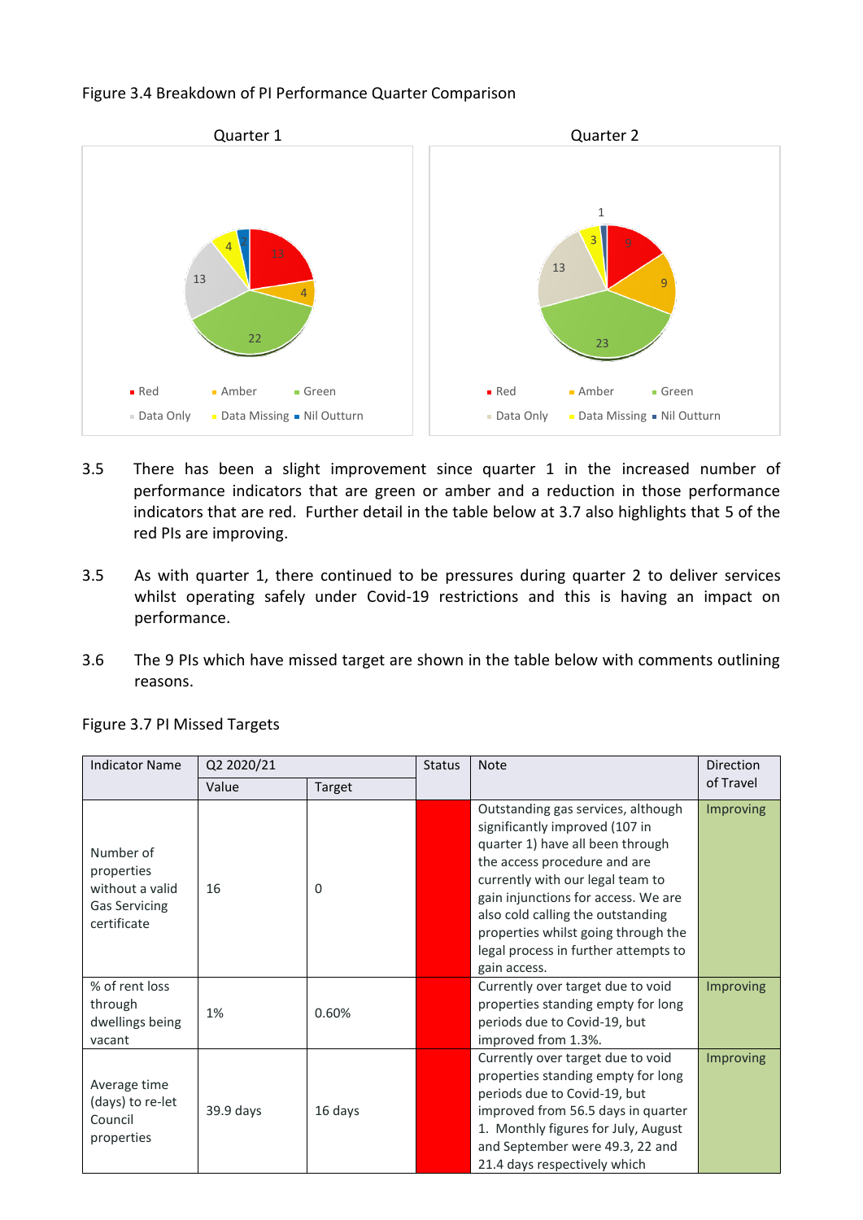Figure 3.4 Breakdown of PI Performance Quarter Comparison

Quarter 1

Quarter 2

3.5 There has been a slight improvement since quarter 1 in the increased number of performance indicators that are green or amber and a reduction in those performance indicators that are red. Further detail in the table below at 3.7 also highlights that 5 of the red PIs are improving.

3.5 As with quarter 1, there continued to be pressures during quarter 2 to deliver services whilst operating safely under Covid-19 restrictions and this is having an impact on performance.

3.6 The 9 PIs which have missed target are shown in the table below with comments outlining reasons.

Figure 3.7 PI Missed Targets

| Indicator Name | Q2 2020/21 | | Status | Note | Direction of Travel |
|---|---|---|---|---|---|
| | Value | Target | | | |
| Number of properties without a valid Gas Servicing certificate | 16 | 0 | | Outstanding gas services, although significantly improved (107 in quarter 1) have all been through the access procedure and are currently with our legal team to gain injunctions for access. We are also cold calling the outstanding properties whilst going through the legal process in further attempts to gain access. | Improving |
| % of rent loss through dwellings being vacant | 1% | 0.60% | | Currently over target due to void properties standing empty for long periods due to Covid-19, but improved from 1.3%. | Improving |
| Average time (days) to re-let Council properties | 39.9 days | 16 days | | Currently over target due to void properties standing empty for long periods due to Covid-19, but improved from 56.5 days in quarter 1. Monthly figures for July, August and September were 49.3, 22 and 21.4 days respectively which | Improving |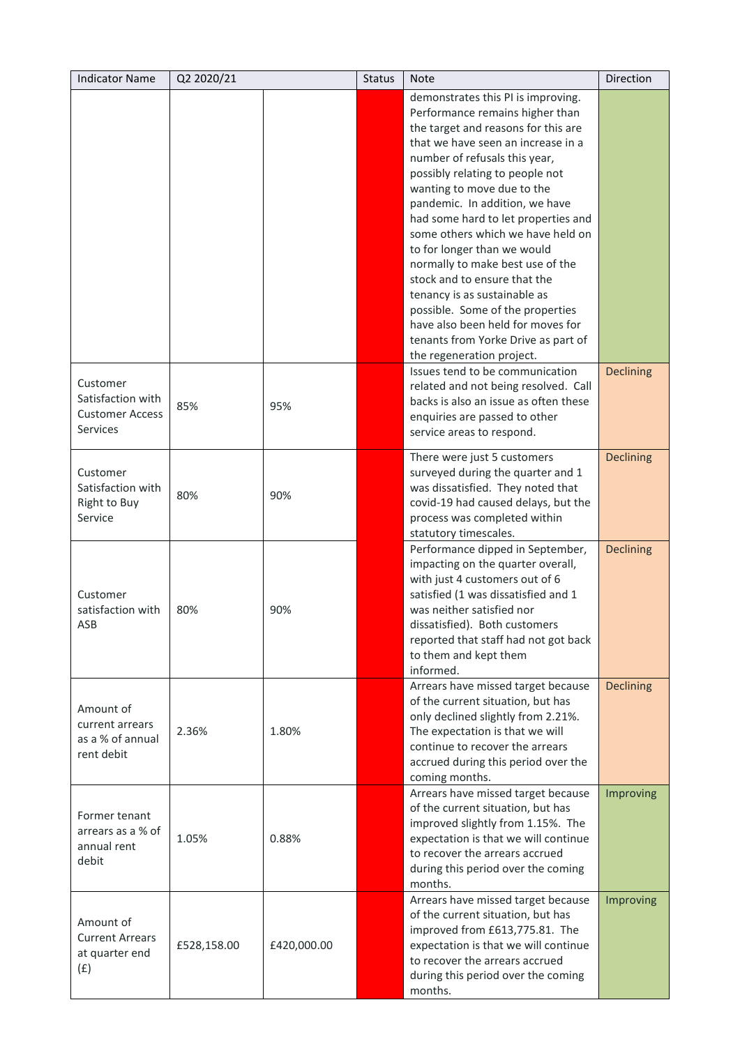| Indicator Name | Q2 2020/21 | | Status | Note | Direction |
|---|---|---|---|---|---|
| | | | | demonstrates this PI is improving. Performance remains higher than the target and reasons for this are that we have seen an increase in a number of refusals this year, possibly relating to people not wanting to move due to the pandemic. In addition, we have had some hard to let properties and some others which we have held on to for longer than we would normally to make best use of the stock and to ensure that the tenancy is as sustainable as possible. Some of the properties have also been held for moves for tenants from Yorke Drive as part of the regeneration project. | |
| Customer Satisfaction with Customer Access Services | 85% | 95% | | Issues tend to be communication related and not being resolved. Call backs is also an issue as often these enquiries are passed to other service areas to respond. | Declining |
| Customer Satisfaction with Right to Buy Service | 80% | 90% | | There were just 5 customers surveyed during the quarter and 1 was dissatisfied. They noted that covid-19 had caused delays, but the process was completed within statutory timescales. | Declining |
| Customer satisfaction with ASB | 80% | 90% | | Performance dipped in September, impacting on the quarter overall, with just 4 customers out of 6 satisfied (1 was dissatisfied and 1 was neither satisfied nor dissatisfied). Both customers reported that staff had not got back to them and kept them informed. | Declining |
| Amount of current arrears as a % of annual rent debit | 2.36% | 1.80% | | Arrears have missed target because of the current situation, but has only declined slightly from 2.21%. The expectation is that we will continue to recover the arrears accrued during this period over the coming months. | Declining |
| Former tenant arrears as a % of annual rent debit | 1.05% | 0.88% | | Arrears have missed target because of the current situation, but has improved slightly from 1.15%. The expectation is that we will continue to recover the arrears accrued during this period over the coming months. | Improving |
| Amount of Current Arrears at quarter end (£) | £528,158.00 | £420,000.00 | | Arrears have missed target because of the current situation, but has improved from £613,775.81. The expectation is that we will continue to recover the arrears accrued during this period over the coming months. | Improving |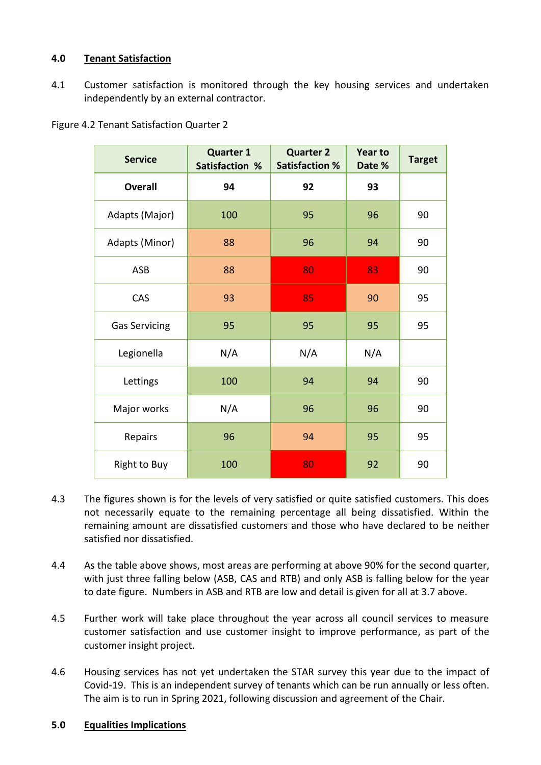## 4.0 Tenant Satisfaction

4.1 Customer satisfaction is monitored through the key housing services and undertaken independently by an external contractor.

Figure 4.2 Tenant Satisfaction Quarter 2

| Service | Quarter 1 Satisfaction % | Quarter 2 Satisfaction % | Year to Date % | Target |
|---|---|---|---|---|
| **Overall** | **94** | **92** | **93** | |
| Adapts (Major) | 100 | 95 | 96 | 90 |
| Adapts (Minor) | 88 | 96 | 94 | 90 |
| ASB | 88 | 80 | 83 | 90 |
| CAS | 93 | 85 | 90 | 95 |
| Gas Servicing | 95 | 95 | 95 | 95 |
| Legionella | N/A | N/A | N/A | |
| Lettings | 100 | 94 | 94 | 90 |
| Major works | N/A | 96 | 96 | 90 |
| Repairs | 96 | 94 | 95 | 95 |
| Right to Buy | 100 | 80 | 92 | 90 |

4.3 The figures shown is for the levels of very satisfied or quite satisfied customers. This does not necessarily equate to the remaining percentage all being dissatisfied. Within the remaining amount are dissatisfied customers and those who have declared to be neither satisfied nor dissatisfied.

4.4 As the table above shows, most areas are performing at above 90% for the second quarter, with just three falling below (ASB, CAS and RTB) and only ASB is falling below for the year to date figure. Numbers in ASB and RTB are low and detail is given for all at 3.7 above.

4.5 Further work will take place throughout the year across all council services to measure customer satisfaction and use customer insight to improve performance, as part of the customer insight project.

4.6 Housing services has not yet undertaken the STAR survey this year due to the impact of Covid-19. This is an independent survey of tenants which can be run annually or less often. The aim is to run in Spring 2021, following discussion and agreement of the Chair.

## 5.0 Equalities Implications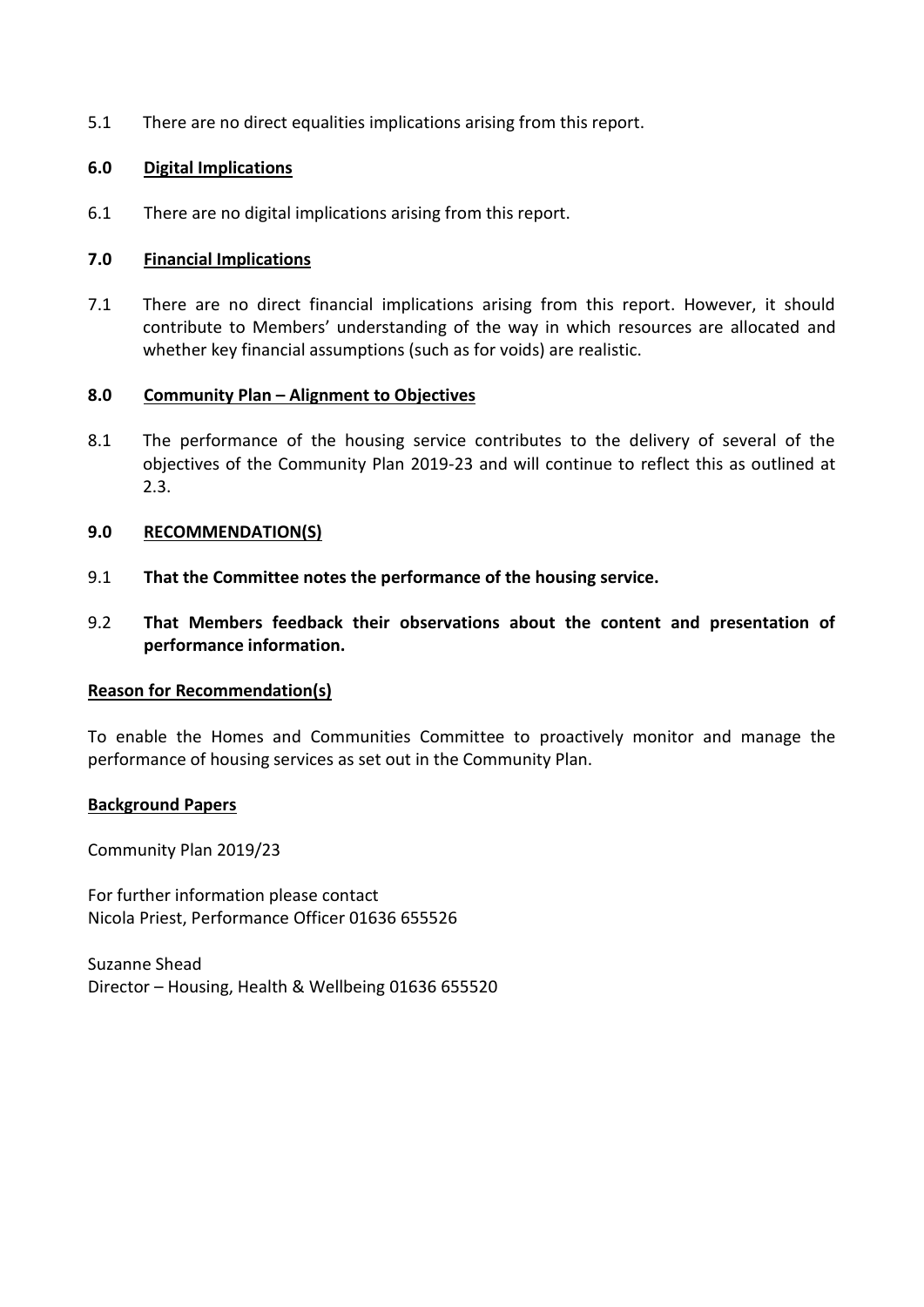5.1 There are no direct equalities implications arising from this report.

## 6.0 Digital Implications

6.1 There are no digital implications arising from this report.

## 7.0 Financial Implications

7.1 There are no direct financial implications arising from this report. However, it should contribute to Members' understanding of the way in which resources are allocated and whether key financial assumptions (such as for voids) are realistic.

## 8.0 Community Plan – Alignment to Objectives

8.1 The performance of the housing service contributes to the delivery of several of the objectives of the Community Plan 2019-23 and will continue to reflect this as outlined at 2.3.

## 9.0 RECOMMENDATION(S)

9.1 **That the Committee notes the performance of the housing service.**

9.2 **That Members feedback their observations about the content and presentation of performance information.**

**Reason for Recommendation(s)**

To enable the Homes and Communities Committee to proactively monitor and manage the performance of housing services as set out in the Community Plan.

**Background Papers**

Community Plan 2019/23

For further information please contact
Nicola Priest, Performance Officer 01636 655526

Suzanne Shead
Director – Housing, Health & Wellbeing 01636 655520